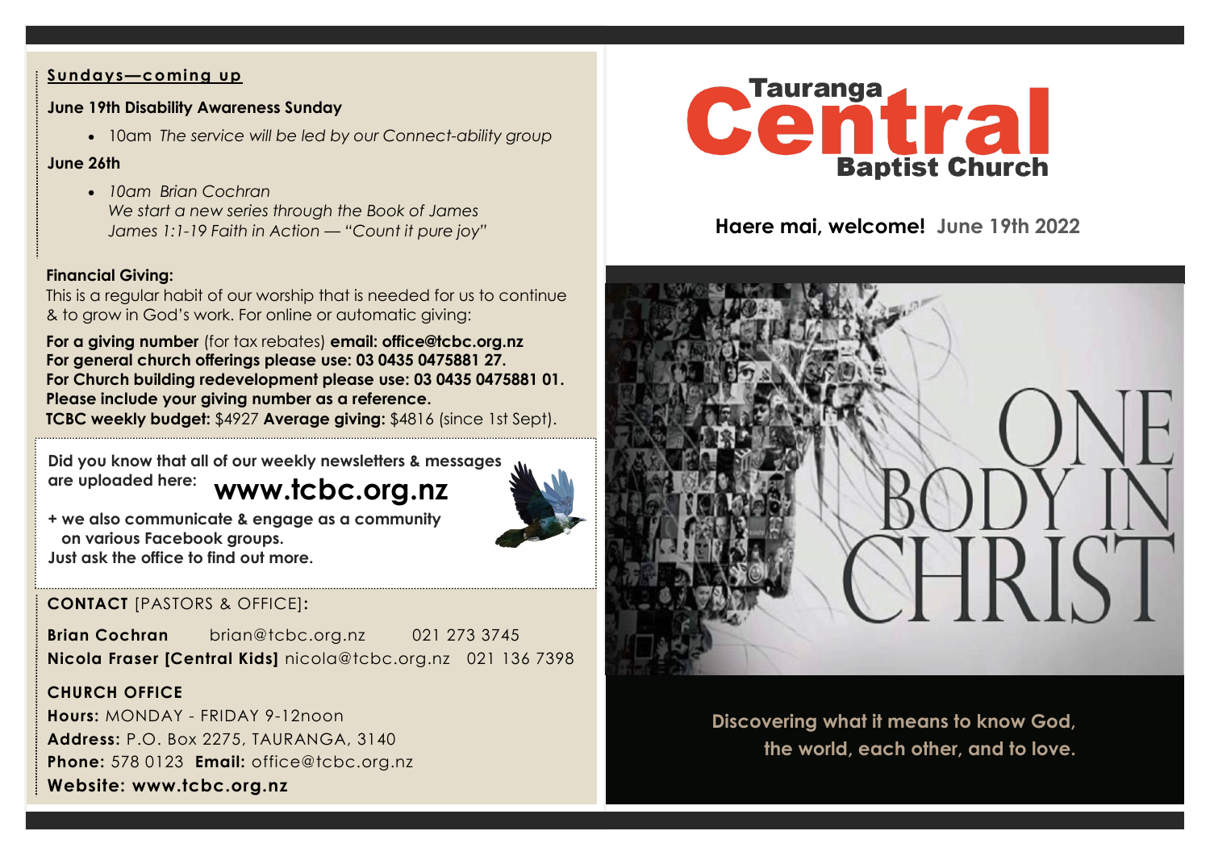## Sundays—coming up

**June 19th Disability Awareness Sunday**

- 10am *The service will be led by our Connect-ability group*

**June 26th**

- *10am Brian Cochran*
  *We start a new series through the Book of James*
  *James 1:1-19 Faith in Action — "Count it pure joy"*

**Financial Giving:**

This is a regular habit of our worship that is needed for us to continue & to grow in God's work. For online or automatic giving:

**For a giving number** (for tax rebates) **email: office@tcbc.org.nz**
**For general church offerings please use: 03 0435 0475881 27.**
**For Church building redevelopment please use: 03 0435 0475881 01.**
**Please include your giving number as a reference.**
**TCBC weekly budget:** $4927 **Average giving:** $4816 (since 1st Sept).

**Did you know that all of our weekly newsletters & messages are uploaded here:** **www.tcbc.org.nz**

**+ we also communicate & engage as a community on various Facebook groups.**
**Just ask the office to find out more.**

**CONTACT** [PASTORS & OFFICE]:

**Brian Cochran** brian@tcbc.org.nz 021 273 3745
**Nicola Fraser [Central Kids]** nicola@tcbc.org.nz 021 136 7398

**CHURCH OFFICE**

**Hours:** MONDAY - FRIDAY 9-12noon
**Address:** P.O. Box 2275, TAURANGA, 3140
**Phone:** 578 0123 **Email:** office@tcbc.org.nz
**Website: www.tcbc.org.nz**

# Tauranga Central Baptist Church

**Haere mai, welcome!** **June 19th 2022**

ONE BODY IN CHRIST

**Discovering what it means to know God, the world, each other, and to love.**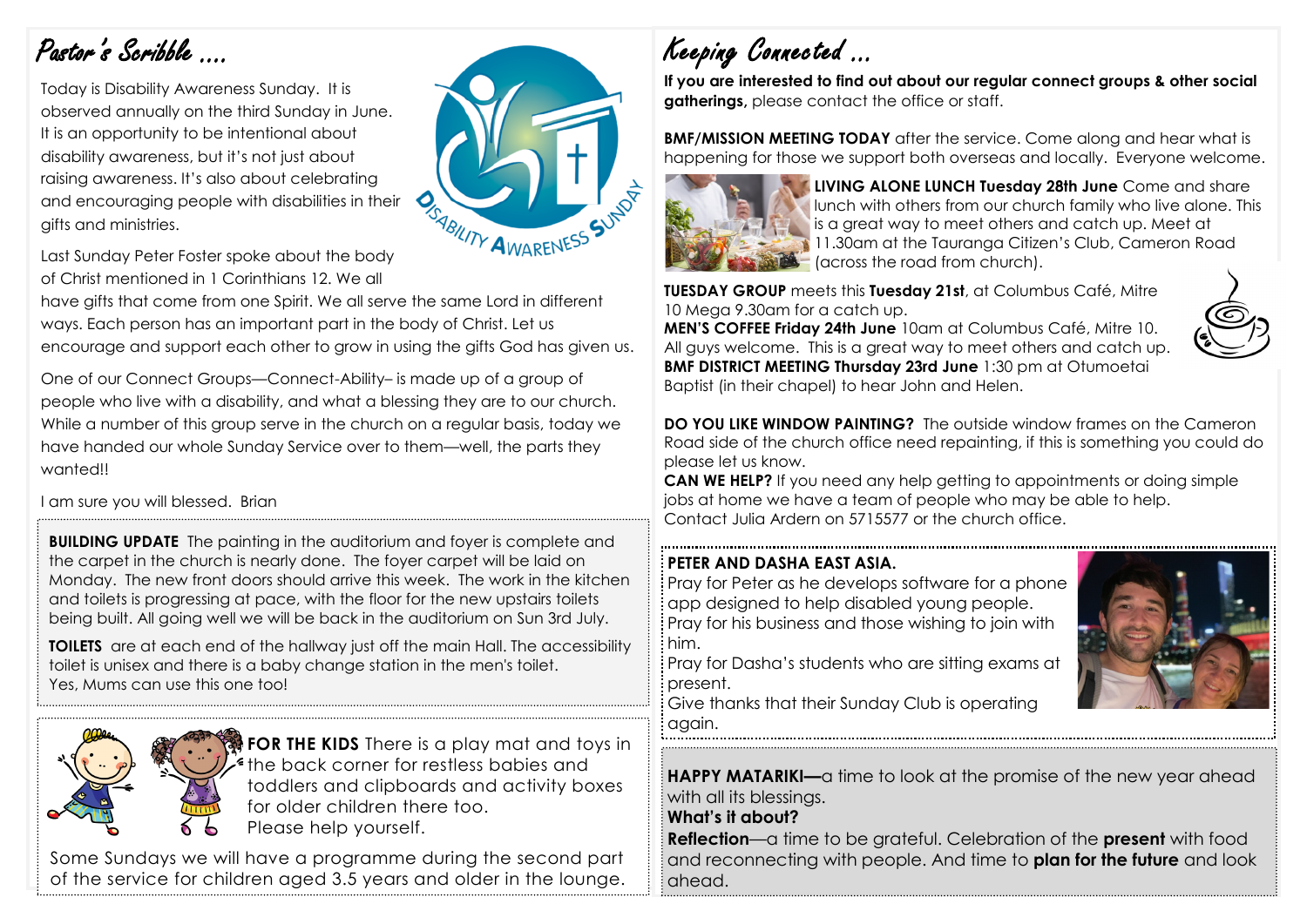# Pastor's Scribble ....

Today is Disability Awareness Sunday. It is observed annually on the third Sunday in June. It is an opportunity to be intentional about disability awareness, but it's not just about raising awareness. It's also about celebrating and encouraging people with disabilities in their gifts and ministries.

Last Sunday Peter Foster spoke about the body of Christ mentioned in 1 Corinthians 12. We all have gifts that come from one Spirit. We all serve the same Lord in different ways. Each person has an important part in the body of Christ. Let us encourage and support each other to grow in using the gifts God has given us.

One of our Connect Groups—Connect-Ability– is made up of a group of people who live with a disability, and what a blessing they are to our church. While a number of this group serve in the church on a regular basis, today we have handed our whole Sunday Service over to them—well, the parts they wanted!!

I am sure you will blessed. Brian

**BUILDING UPDATE** The painting in the auditorium and foyer is complete and the carpet in the church is nearly done. The foyer carpet will be laid on Monday. The new front doors should arrive this week. The work in the kitchen and toilets is progressing at pace, with the floor for the new upstairs toilets being built. All going well we will be back in the auditorium on Sun 3rd July.

**TOILETS** are at each end of the hallway just off the main Hall. The accessibility toilet is unisex and there is a baby change station in the men's toilet. Yes, Mums can use this one too!

**FOR THE KIDS** There is a play mat and toys in the back corner for restless babies and toddlers and clipboards and activity boxes for older children there too. Please help yourself.

Some Sundays we will have a programme during the second part of the service for children aged 3.5 years and older in the lounge.

# Keeping Connected ...

**If you are interested to find out about our regular connect groups & other social gatherings,** please contact the office or staff.

**BMF/MISSION MEETING TODAY** after the service. Come along and hear what is happening for those we support both overseas and locally. Everyone welcome.

**LIVING ALONE LUNCH Tuesday 28th June** Come and share lunch with others from our church family who live alone. This is a great way to meet others and catch up. Meet at 11.30am at the Tauranga Citizen's Club, Cameron Road (across the road from church).

**TUESDAY GROUP** meets this **Tuesday 21st**, at Columbus Café, Mitre 10 Mega 9.30am for a catch up.
**MEN'S COFFEE Friday 24th June** 10am at Columbus Café, Mitre 10. All guys welcome. This is a great way to meet others and catch up.
**BMF DISTRICT MEETING Thursday 23rd June** 1:30 pm at Otumoetai Baptist (in their chapel) to hear John and Helen.

**DO YOU LIKE WINDOW PAINTING?** The outside window frames on the Cameron Road side of the church office need repainting, if this is something you could do please let us know.
**CAN WE HELP?** If you need any help getting to appointments or doing simple jobs at home we have a team of people who may be able to help. Contact Julia Ardern on 5715577 or the church office.

**PETER AND DASHA EAST ASIA.**
Pray for Peter as he develops software for a phone app designed to help disabled young people.
Pray for his business and those wishing to join with him.
Pray for Dasha's students who are sitting exams at present.
Give thanks that their Sunday Club is operating again.

**HAPPY MATARIKI—**a time to look at the promise of the new year ahead with all its blessings.
**What's it about?**
**Reflection**—a time to be grateful. Celebration of the **present** with food and reconnecting with people. And time to **plan for the future** and look ahead.